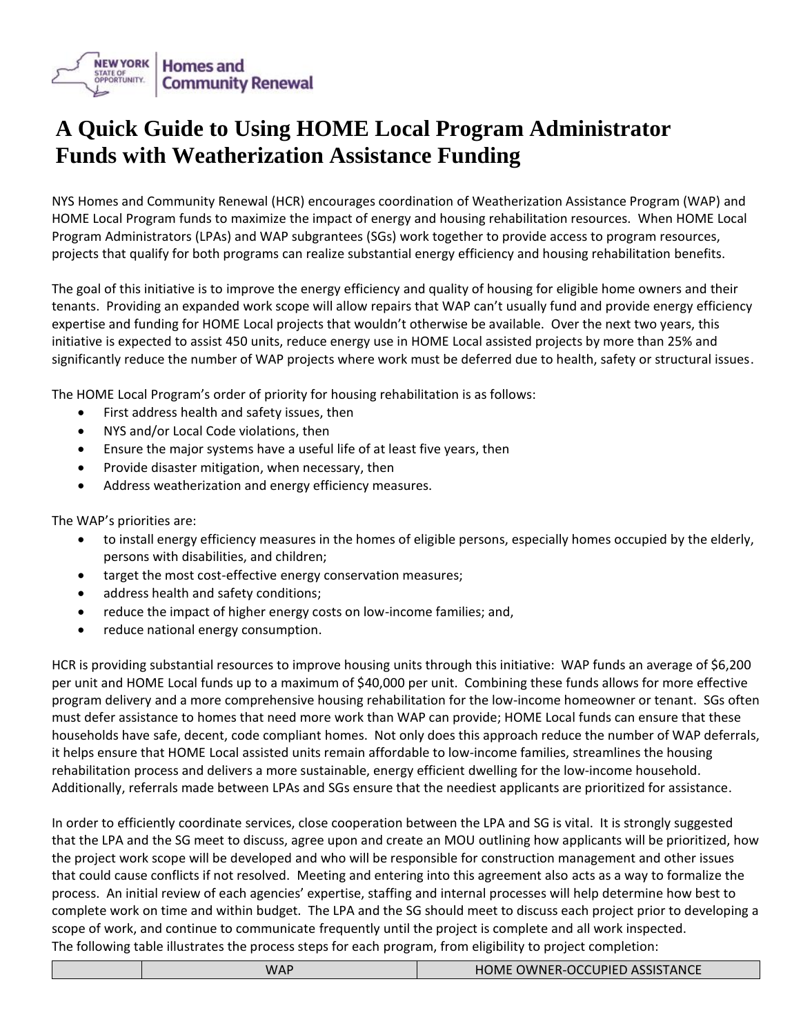# A Quick Guide to Using HOME Local Program Administrator Funds with Weatherization Assistance Funding

NYS Homes and Community Renewal (HCR) encourages coordination of Weatherization Assistance Program (WAP) and HOME Local Program funds to maximize the impact of energy and housing rehabilitation resources. When HOME Local Program Administrators (LPAs) and WAP subgrantees (SGs) work together to provide access to program resources, projects that qualify for both programs can realize substantial energy efficiency and housing rehabilitation benefits.

The goal of this initiative is to improve the energy efficiency and quality of housing for eligible home owners and their tenants. Providing an expanded work scope will allow repairs that WAP can't usually fund and provide energy efficiency expertise and funding for HOME Local projects that wouldn't otherwise be available. Over the next two years, this initiative is expected to assist 450 units, reduce energy use in HOME Local assisted projects by more than 25% and significantly reduce the number of WAP projects where work must be deferred due to health, safety or structural issues.

The HOME Local Program's order of priority for housing rehabilitation is as follows:

- First address health and safety issues, then
- NYS and/or Local Code violations, then
- Ensure the major systems have a useful life of at least five years, then
- Provide disaster mitigation, when necessary, then
- Address weatherization and energy efficiency measures.

The WAP's priorities are:

- to install energy efficiency measures in the homes of eligible persons, especially homes occupied by the elderly, persons with disabilities, and children;
- target the most cost-effective energy conservation measures;
- address health and safety conditions;
- reduce the impact of higher energy costs on low-income families; and,
- reduce national energy consumption.

HCR is providing substantial resources to improve housing units through this initiative: WAP funds an average of $6,200 per unit and HOME Local funds up to a maximum of $40,000 per unit. Combining these funds allows for more effective program delivery and a more comprehensive housing rehabilitation for the low-income homeowner or tenant. SGs often must defer assistance to homes that need more work than WAP can provide; HOME Local funds can ensure that these households have safe, decent, code compliant homes. Not only does this approach reduce the number of WAP deferrals, it helps ensure that HOME Local assisted units remain affordable to low-income families, streamlines the housing rehabilitation process and delivers a more sustainable, energy efficient dwelling for the low-income household. Additionally, referrals made between LPAs and SGs ensure that the neediest applicants are prioritized for assistance.

In order to efficiently coordinate services, close cooperation between the LPA and SG is vital. It is strongly suggested that the LPA and the SG meet to discuss, agree upon and create an MOU outlining how applicants will be prioritized, how the project work scope will be developed and who will be responsible for construction management and other issues that could cause conflicts if not resolved. Meeting and entering into this agreement also acts as a way to formalize the process. An initial review of each agencies' expertise, staffing and internal processes will help determine how best to complete work on time and within budget. The LPA and the SG should meet to discuss each project prior to developing a scope of work, and continue to communicate frequently until the project is complete and all work inspected.

The following table illustrates the process steps for each program, from eligibility to project completion:

| | WAP | HOME OWNER-OCCUPIED ASSISTANCE |
|---|---|---|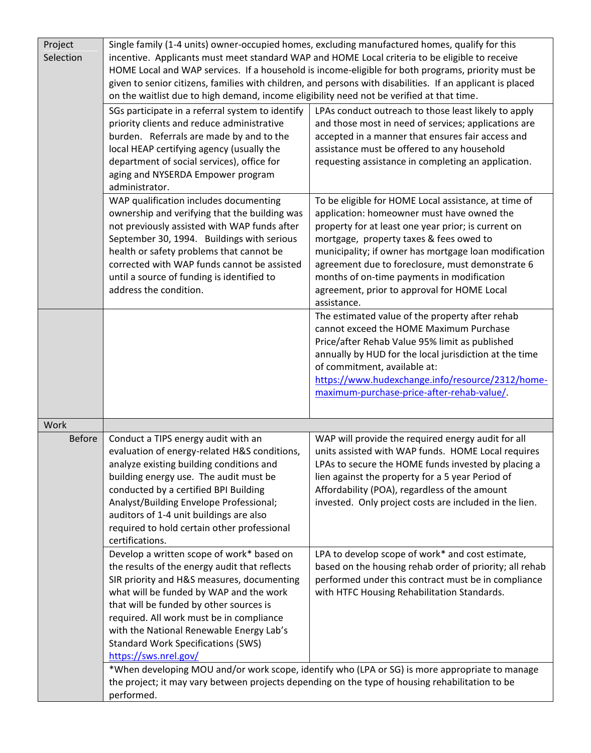| | | |
|---|---|---|
| Project Selection | Single family (1-4 units) owner-occupied homes, excluding manufactured homes, qualify for this incentive. Applicants must meet standard WAP and HOME Local criteria to be eligible to receive HOME Local and WAP services. If a household is income-eligible for both programs, priority must be given to senior citizens, families with children, and persons with disabilities. If an applicant is placed on the waitlist due to high demand, income eligibility need not be verified at that time. | |
| | SGs participate in a referral system to identify priority clients and reduce administrative burden. Referrals are made by and to the local HEAP certifying agency (usually the department of social services), office for aging and NYSERDA Empower program administrator. | LPAs conduct outreach to those least likely to apply and those most in need of services; applications are accepted in a manner that ensures fair access and assistance must be offered to any household requesting assistance in completing an application. |
| | WAP qualification includes documenting ownership and verifying that the building was not previously assisted with WAP funds after September 30, 1994. Buildings with serious health or safety problems that cannot be corrected with WAP funds cannot be assisted until a source of funding is identified to address the condition. | To be eligible for HOME Local assistance, at time of application: homeowner must have owned the property for at least one year prior; is current on mortgage, property taxes & fees owed to municipality; if owner has mortgage loan modification agreement due to foreclosure, must demonstrate 6 months of on-time payments in modification agreement, prior to approval for HOME Local assistance. |
| | | The estimated value of the property after rehab cannot exceed the HOME Maximum Purchase Price/after Rehab Value 95% limit as published annually by HUD for the local jurisdiction at the time of commitment, available at: [https://www.hudexchange.info/resource/2312/home-maximum-purchase-price-after-rehab-value/](https://www.hudexchange.info/resource/2312/home-maximum-purchase-price-after-rehab-value/). |
| Work | | |
| Before | Conduct a TIPS energy audit with an evaluation of energy-related H&S conditions, analyze existing building conditions and building energy use. The audit must be conducted by a certified BPI Building Analyst/Building Envelope Professional; auditors of 1-4 unit buildings are also required to hold certain other professional certifications. | WAP will provide the required energy audit for all units assisted with WAP funds. HOME Local requires LPAs to secure the HOME funds invested by placing a lien against the property for a 5 year Period of Affordability (POA), regardless of the amount invested. Only project costs are included in the lien. |
| | Develop a written scope of work* based on the results of the energy audit that reflects SIR priority and H&S measures, documenting what will be funded by WAP and the work that will be funded by other sources is required. All work must be in compliance with the National Renewable Energy Lab's Standard Work Specifications (SWS) [https://sws.nrel.gov/](https://sws.nrel.gov/) | LPA to develop scope of work* and cost estimate, based on the housing rehab order of priority; all rehab performed under this contract must be in compliance with HTFC Housing Rehabilitation Standards. |
| | *When developing MOU and/or work scope, identify who (LPA or SG) is more appropriate to manage the project; it may vary between projects depending on the type of housing rehabilitation to be performed. | |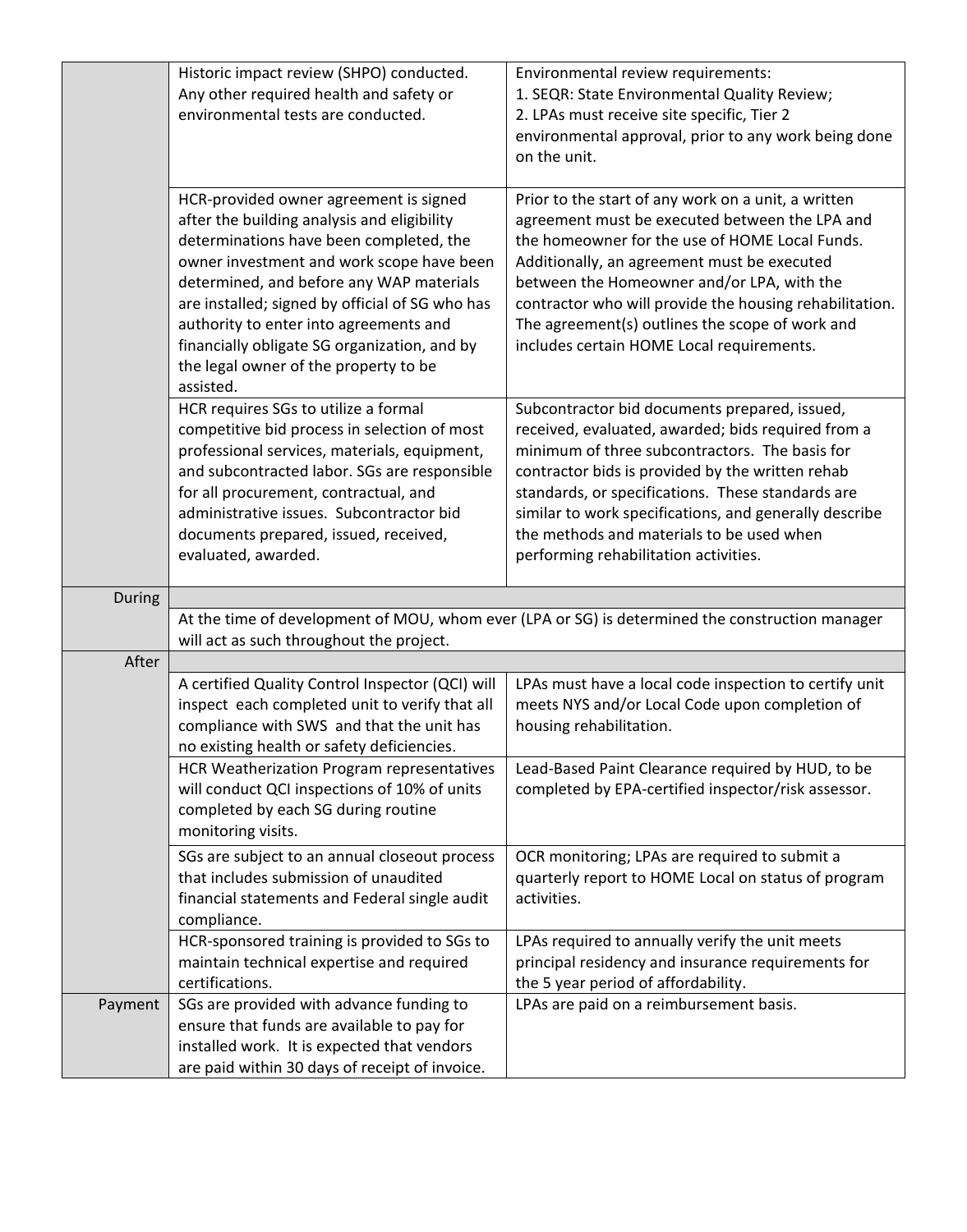| | | |
|---|---|---|
| | Historic impact review (SHPO) conducted. Any other required health and safety or environmental tests are conducted. | Environmental review requirements:<br>1. SEQR: State Environmental Quality Review;<br>2. LPAs must receive site specific, Tier 2 environmental approval, prior to any work being done on the unit. |
| | HCR-provided owner agreement is signed after the building analysis and eligibility determinations have been completed, the owner investment and work scope have been determined, and before any WAP materials are installed; signed by official of SG who has authority to enter into agreements and financially obligate SG organization, and by the legal owner of the property to be assisted. | Prior to the start of any work on a unit, a written agreement must be executed between the LPA and the homeowner for the use of HOME Local Funds. Additionally, an agreement must be executed between the Homeowner and/or LPA, with the contractor who will provide the housing rehabilitation. The agreement(s) outlines the scope of work and includes certain HOME Local requirements. |
| | HCR requires SGs to utilize a formal competitive bid process in selection of most professional services, materials, equipment, and subcontracted labor. SGs are responsible for all procurement, contractual, and administrative issues. Subcontractor bid documents prepared, issued, received, evaluated, awarded. | Subcontractor bid documents prepared, issued, received, evaluated, awarded; bids required from a minimum of three subcontractors. The basis for contractor bids is provided by the written rehab standards, or specifications. These standards are similar to work specifications, and generally describe the methods and materials to be used when performing rehabilitation activities. |
| During | | |
| | At the time of development of MOU, whom ever (LPA or SG) is determined the construction manager will act as such throughout the project. | |
| After | | |
| | A certified Quality Control Inspector (QCI) will inspect each completed unit to verify that all compliance with SWS and that the unit has no existing health or safety deficiencies. | LPAs must have a local code inspection to certify unit meets NYS and/or Local Code upon completion of housing rehabilitation. |
| | HCR Weatherization Program representatives will conduct QCI inspections of 10% of units completed by each SG during routine monitoring visits. | Lead-Based Paint Clearance required by HUD, to be completed by EPA-certified inspector/risk assessor. |
| | SGs are subject to an annual closeout process that includes submission of unaudited financial statements and Federal single audit compliance. | OCR monitoring; LPAs are required to submit a quarterly report to HOME Local on status of program activities. |
| | HCR-sponsored training is provided to SGs to maintain technical expertise and required certifications. | LPAs required to annually verify the unit meets principal residency and insurance requirements for the 5 year period of affordability. |
| Payment | SGs are provided with advance funding to ensure that funds are available to pay for installed work. It is expected that vendors are paid within 30 days of receipt of invoice. | LPAs are paid on a reimbursement basis. |